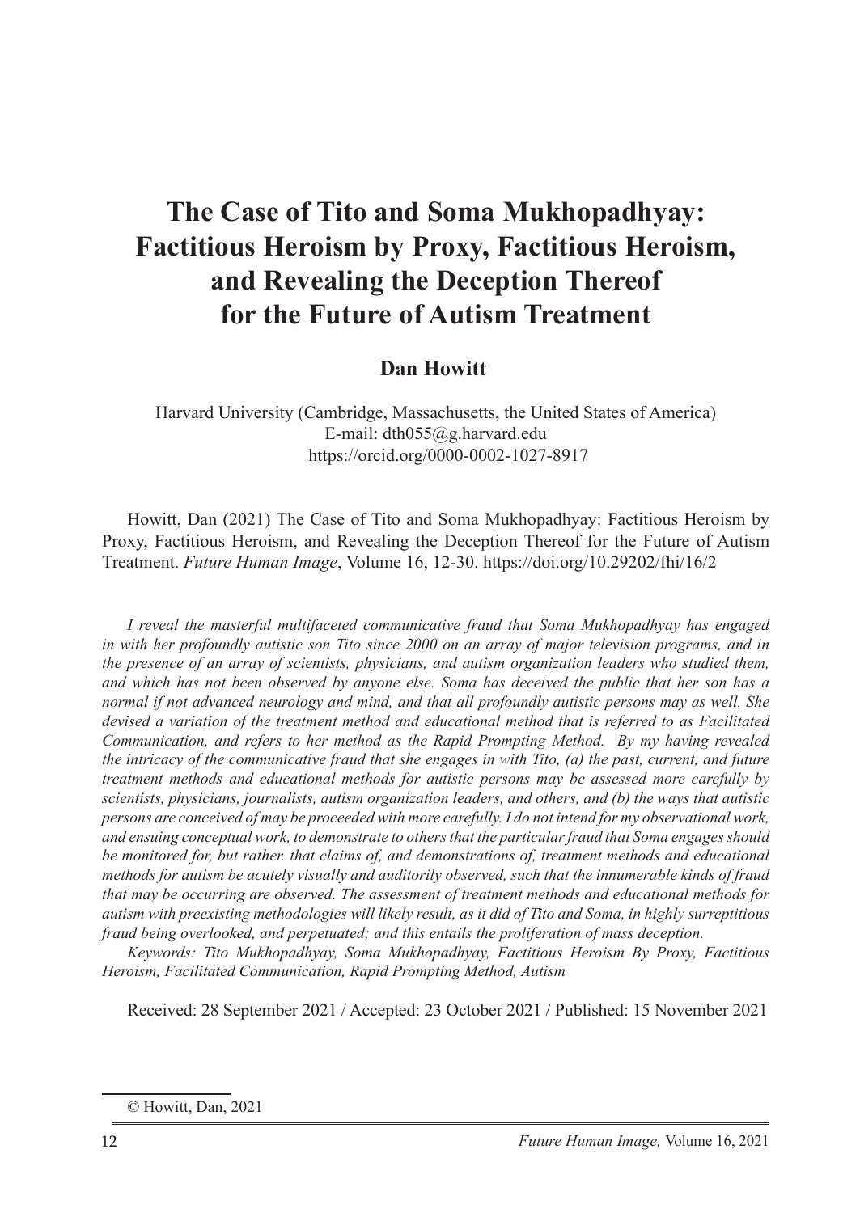# The Case of Tito and Soma Mukhopadhyay: Factitious Heroism by Proxy, Factitious Heroism, and Revealing the Deception Thereof for the Future of Autism Treatment

**Dan Howitt**

Harvard University (Cambridge, Massachusetts, the United States of America)
E-mail: dth055@g.harvard.edu
https://orcid.org/0000-0002-1027-8917

Howitt, Dan (2021) The Case of Tito and Soma Mukhopadhyay: Factitious Heroism by Proxy, Factitious Heroism, and Revealing the Deception Thereof for the Future of Autism Treatment. *Future Human Image*, Volume 16, 12-30. https://doi.org/10.29202/fhi/16/2

*I reveal the masterful multifaceted communicative fraud that Soma Mukhopadhyay has engaged in with her profoundly autistic son Tito since 2000 on an array of major television programs, and in the presence of an array of scientists, physicians, and autism organization leaders who studied them, and which has not been observed by anyone else. Soma has deceived the public that her son has a normal if not advanced neurology and mind, and that all profoundly autistic persons may as well. She devised a variation of the treatment method and educational method that is referred to as Facilitated Communication, and refers to her method as the Rapid Prompting Method. By my having revealed the intricacy of the communicative fraud that she engages in with Tito, (a) the past, current, and future treatment methods and educational methods for autistic persons may be assessed more carefully by scientists, physicians, journalists, autism organization leaders, and others, and (b) the ways that autistic persons are conceived of may be proceeded with more carefully. I do not intend for my observational work, and ensuing conceptual work, to demonstrate to others that the particular fraud that Soma engages should be monitored for, but rather. that claims of, and demonstrations of, treatment methods and educational methods for autism be acutely visually and auditorily observed, such that the innumerable kinds of fraud that may be occurring are observed. The assessment of treatment methods and educational methods for autism with preexisting methodologies will likely result, as it did of Tito and Soma, in highly surreptitious fraud being overlooked, and perpetuated; and this entails the proliferation of mass deception.*

*Keywords: Tito Mukhopadhyay, Soma Mukhopadhyay, Factitious Heroism By Proxy, Factitious Heroism, Facilitated Communication, Rapid Prompting Method, Autism*

Received: 28 September 2021 / Accepted: 23 October 2021 / Published: 15 November 2021

© Howitt, Dan, 2021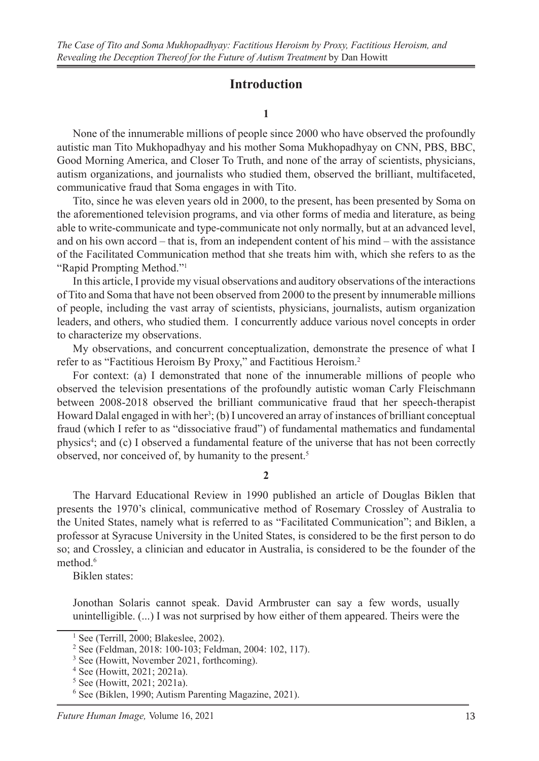# Introduction

**1**

None of the innumerable millions of people since 2000 who have observed the profoundly autistic man Tito Mukhopadhyay and his mother Soma Mukhopadhyay on CNN, PBS, BBC, Good Morning America, and Closer To Truth, and none of the array of scientists, physicians, autism organizations, and journalists who studied them, observed the brilliant, multifaceted, communicative fraud that Soma engages in with Tito.

Tito, since he was eleven years old in 2000, to the present, has been presented by Soma on the aforementioned television programs, and via other forms of media and literature, as being able to write-communicate and type-communicate not only normally, but at an advanced level, and on his own accord – that is, from an independent content of his mind – with the assistance of the Facilitated Communication method that she treats him with, which she refers to as the "Rapid Prompting Method."[1]

In this article, I provide my visual observations and auditory observations of the interactions of Tito and Soma that have not been observed from 2000 to the present by innumerable millions of people, including the vast array of scientists, physicians, journalists, autism organization leaders, and others, who studied them. I concurrently adduce various novel concepts in order to characterize my observations.

My observations, and concurrent conceptualization, demonstrate the presence of what I refer to as "Factitious Heroism By Proxy," and Factitious Heroism.[2]

For context: (a) I demonstrated that none of the innumerable millions of people who observed the television presentations of the profoundly autistic woman Carly Fleischmann between 2008-2018 observed the brilliant communicative fraud that her speech-therapist Howard Dalal engaged in with her[3]; (b) I uncovered an array of instances of brilliant conceptual fraud (which I refer to as "dissociative fraud") of fundamental mathematics and fundamental physics[4]; and (c) I observed a fundamental feature of the universe that has not been correctly observed, nor conceived of, by humanity to the present.[5]

**2**

The Harvard Educational Review in 1990 published an article of Douglas Biklen that presents the 1970's clinical, communicative method of Rosemary Crossley of Australia to the United States, namely what is referred to as "Facilitated Communication"; and Biklen, a professor at Syracuse University in the United States, is considered to be the first person to do so; and Crossley, a clinician and educator in Australia, is considered to be the founder of the method.[6]

Biklen states:

> Jonothan Solaris cannot speak. David Armbruster can say a few words, usually unintelligible. (...) I was not surprised by how either of them appeared. Theirs were the

---

[1] See (Terrill, 2000; Blakeslee, 2002).

[2] See (Feldman, 2018: 100-103; Feldman, 2004: 102, 117).

[3] See (Howitt, November 2021, forthcoming).

[4] See (Howitt, 2021; 2021a).

[5] See (Howitt, 2021; 2021a).

[6] See (Biklen, 1990; Autism Parenting Magazine, 2021).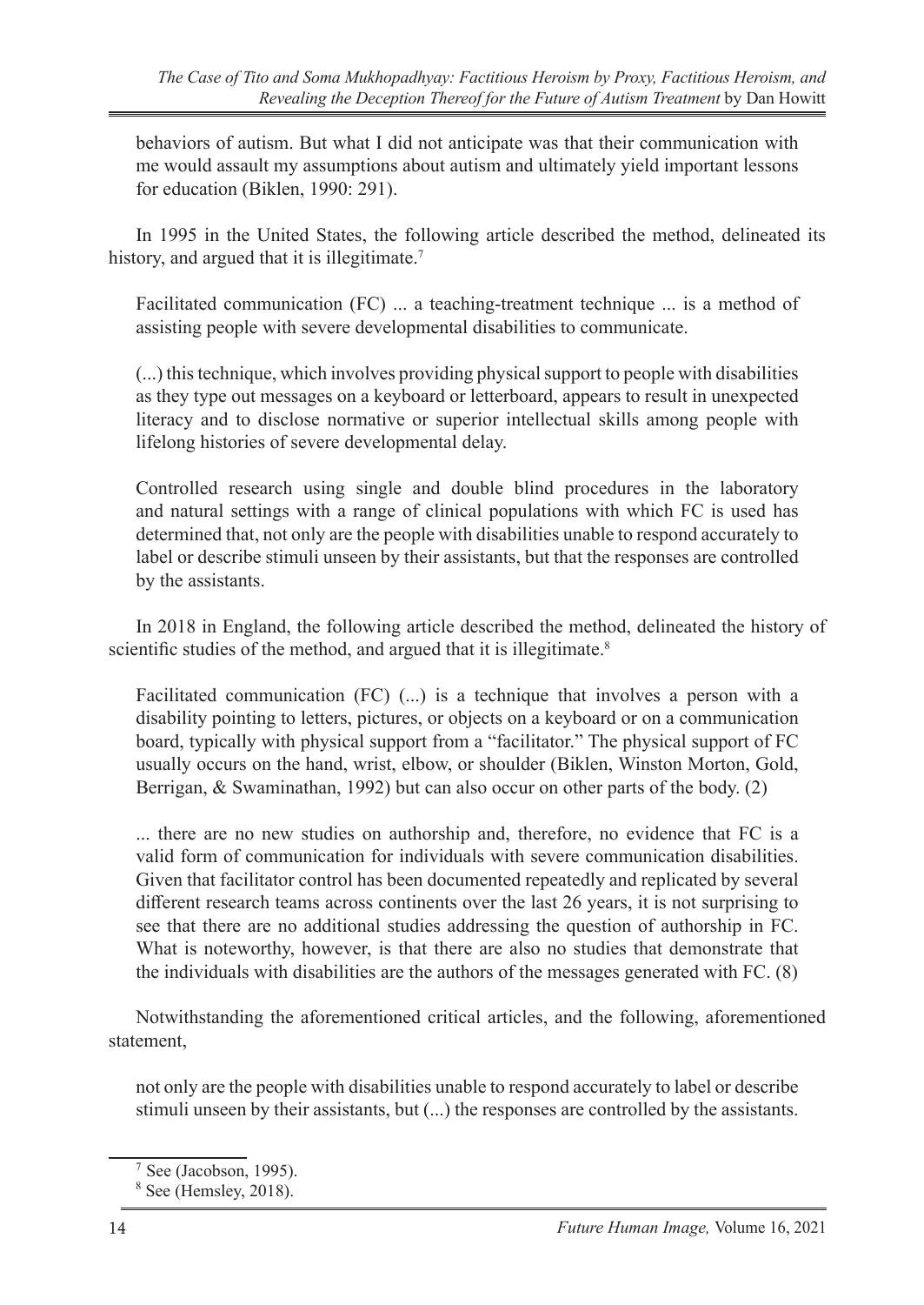behaviors of autism. But what I did not anticipate was that their communication with me would assault my assumptions about autism and ultimately yield important lessons for education (Biklen, 1990: 291).

In 1995 in the United States, the following article described the method, delineated its history, and argued that it is illegitimate.[7]

> Facilitated communication (FC) ... a teaching-treatment technique ... is a method of assisting people with severe developmental disabilities to communicate.
>
> (...) this technique, which involves providing physical support to people with disabilities as they type out messages on a keyboard or letterboard, appears to result in unexpected literacy and to disclose normative or superior intellectual skills among people with lifelong histories of severe developmental delay.
>
> Controlled research using single and double blind procedures in the laboratory and natural settings with a range of clinical populations with which FC is used has determined that, not only are the people with disabilities unable to respond accurately to label or describe stimuli unseen by their assistants, but that the responses are controlled by the assistants.

In 2018 in England, the following article described the method, delineated the history of scientific studies of the method, and argued that it is illegitimate.[8]

> Facilitated communication (FC) (...) is a technique that involves a person with a disability pointing to letters, pictures, or objects on a keyboard or on a communication board, typically with physical support from a "facilitator." The physical support of FC usually occurs on the hand, wrist, elbow, or shoulder (Biklen, Winston Morton, Gold, Berrigan, & Swaminathan, 1992) but can also occur on other parts of the body. (2)
>
> ... there are no new studies on authorship and, therefore, no evidence that FC is a valid form of communication for individuals with severe communication disabilities. Given that facilitator control has been documented repeatedly and replicated by several different research teams across continents over the last 26 years, it is not surprising to see that there are no additional studies addressing the question of authorship in FC. What is noteworthy, however, is that there are also no studies that demonstrate that the individuals with disabilities are the authors of the messages generated with FC. (8)

Notwithstanding the aforementioned critical articles, and the following, aforementioned statement,

> not only are the people with disabilities unable to respond accurately to label or describe stimuli unseen by their assistants, but (...) the responses are controlled by the assistants.

---

[7] See (Jacobson, 1995).

[8] See (Hemsley, 2018).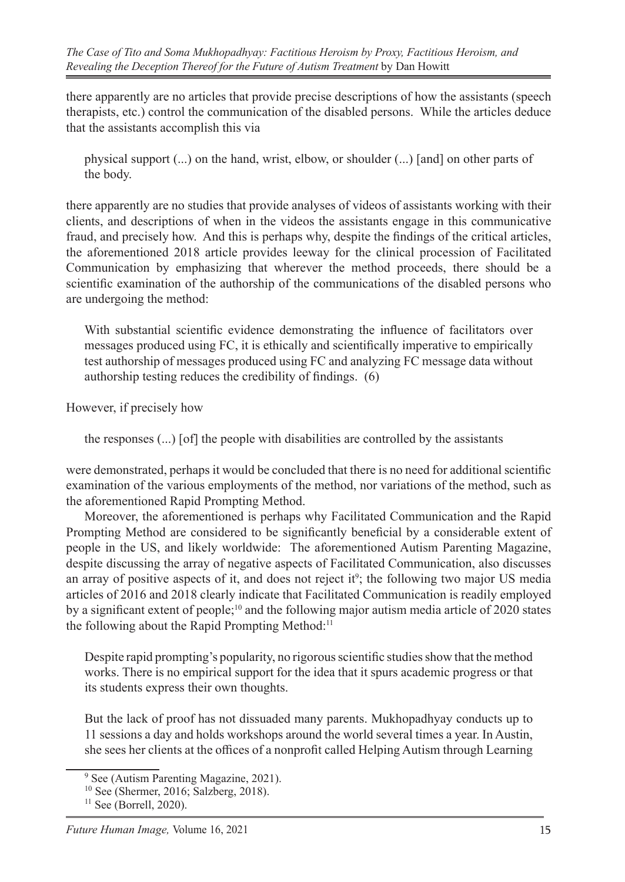there apparently are no articles that provide precise descriptions of how the assistants (speech therapists, etc.) control the communication of the disabled persons. While the articles deduce that the assistants accomplish this via

> physical support (...) on the hand, wrist, elbow, or shoulder (...) [and] on other parts of the body.

there apparently are no studies that provide analyses of videos of assistants working with their clients, and descriptions of when in the videos the assistants engage in this communicative fraud, and precisely how. And this is perhaps why, despite the findings of the critical articles, the aforementioned 2018 article provides leeway for the clinical procession of Facilitated Communication by emphasizing that wherever the method proceeds, there should be a scientific examination of the authorship of the communications of the disabled persons who are undergoing the method:

> With substantial scientific evidence demonstrating the influence of facilitators over messages produced using FC, it is ethically and scientifically imperative to empirically test authorship of messages produced using FC and analyzing FC message data without authorship testing reduces the credibility of findings. (6)

However, if precisely how

> the responses (...) [of] the people with disabilities are controlled by the assistants

were demonstrated, perhaps it would be concluded that there is no need for additional scientific examination of the various employments of the method, nor variations of the method, such as the aforementioned Rapid Prompting Method.

Moreover, the aforementioned is perhaps why Facilitated Communication and the Rapid Prompting Method are considered to be significantly beneficial by a considerable extent of people in the US, and likely worldwide: The aforementioned Autism Parenting Magazine, despite discussing the array of negative aspects of Facilitated Communication, also discusses an array of positive aspects of it, and does not reject it[9]; the following two major US media articles of 2016 and 2018 clearly indicate that Facilitated Communication is readily employed by a significant extent of people;[10] and the following major autism media article of 2020 states the following about the Rapid Prompting Method:[11]

> Despite rapid prompting's popularity, no rigorous scientific studies show that the method works. There is no empirical support for the idea that it spurs academic progress or that its students express their own thoughts.
>
> But the lack of proof has not dissuaded many parents. Mukhopadhyay conducts up to 11 sessions a day and holds workshops around the world several times a year. In Austin, she sees her clients at the offices of a nonprofit called Helping Autism through Learning

[9] See (Autism Parenting Magazine, 2021).

[10] See (Shermer, 2016; Salzberg, 2018).

[11] See (Borrell, 2020).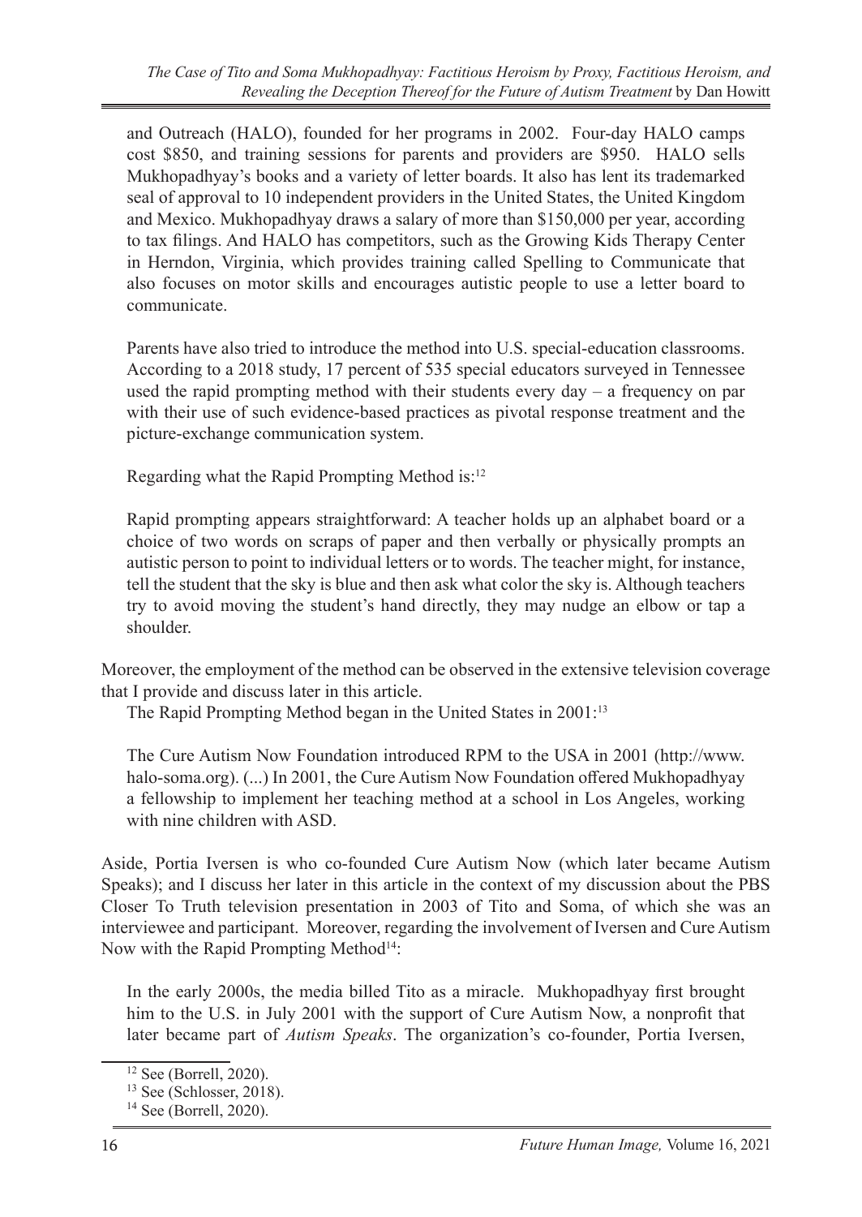and Outreach (HALO), founded for her programs in 2002. Four-day HALO camps cost $850, and training sessions for parents and providers are $950. HALO sells Mukhopadhyay's books and a variety of letter boards. It also has lent its trademarked seal of approval to 10 independent providers in the United States, the United Kingdom and Mexico. Mukhopadhyay draws a salary of more than $150,000 per year, according to tax filings. And HALO has competitors, such as the Growing Kids Therapy Center in Herndon, Virginia, which provides training called Spelling to Communicate that also focuses on motor skills and encourages autistic people to use a letter board to communicate.

> Parents have also tried to introduce the method into U.S. special-education classrooms. According to a 2018 study, 17 percent of 535 special educators surveyed in Tennessee used the rapid prompting method with their students every day – a frequency on par with their use of such evidence-based practices as pivotal response treatment and the picture-exchange communication system.

Regarding what the Rapid Prompting Method is:[12]

> Rapid prompting appears straightforward: A teacher holds up an alphabet board or a choice of two words on scraps of paper and then verbally or physically prompts an autistic person to point to individual letters or to words. The teacher might, for instance, tell the student that the sky is blue and then ask what color the sky is. Although teachers try to avoid moving the student's hand directly, they may nudge an elbow or tap a shoulder.

Moreover, the employment of the method can be observed in the extensive television coverage that I provide and discuss later in this article.

The Rapid Prompting Method began in the United States in 2001:[13]

> The Cure Autism Now Foundation introduced RPM to the USA in 2001 (http://www.halo-soma.org). (...) In 2001, the Cure Autism Now Foundation offered Mukhopadhyay a fellowship to implement her teaching method at a school in Los Angeles, working with nine children with ASD.

Aside, Portia Iversen is who co-founded Cure Autism Now (which later became Autism Speaks); and I discuss her later in this article in the context of my discussion about the PBS Closer To Truth television presentation in 2003 of Tito and Soma, of which she was an interviewee and participant. Moreover, regarding the involvement of Iversen and Cure Autism Now with the Rapid Prompting Method[14]:

> In the early 2000s, the media billed Tito as a miracle. Mukhopadhyay first brought him to the U.S. in July 2001 with the support of Cure Autism Now, a nonprofit that later became part of *Autism Speaks*. The organization's co-founder, Portia Iversen,

---

[12] See (Borrell, 2020).

[13] See (Schlosser, 2018).

[14] See (Borrell, 2020).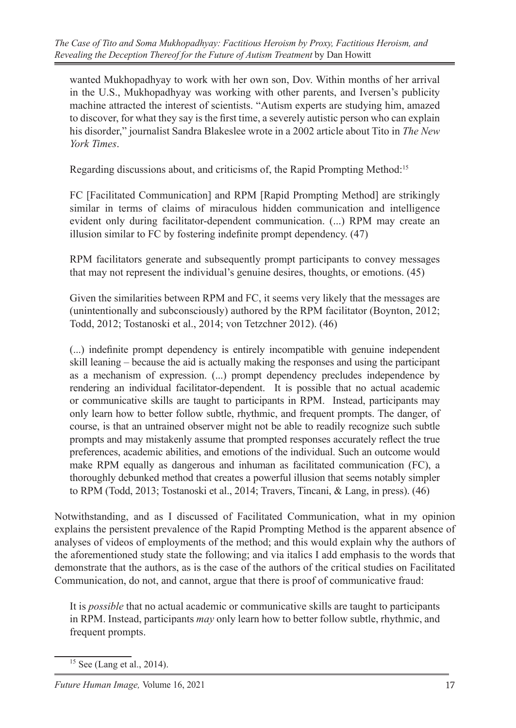wanted Mukhopadhyay to work with her own son, Dov. Within months of her arrival in the U.S., Mukhopadhyay was working with other parents, and Iversen's publicity machine attracted the interest of scientists. "Autism experts are studying him, amazed to discover, for what they say is the first time, a severely autistic person who can explain his disorder," journalist Sandra Blakeslee wrote in a 2002 article about Tito in *The New York Times*.

> Regarding discussions about, and criticisms of, the Rapid Prompting Method:[15]
>
> FC [Facilitated Communication] and RPM [Rapid Prompting Method] are strikingly similar in terms of claims of miraculous hidden communication and intelligence evident only during facilitator-dependent communication. (...) RPM may create an illusion similar to FC by fostering indefinite prompt dependency. (47)
>
> RPM facilitators generate and subsequently prompt participants to convey messages that may not represent the individual's genuine desires, thoughts, or emotions. (45)
>
> Given the similarities between RPM and FC, it seems very likely that the messages are (unintentionally and subconsciously) authored by the RPM facilitator (Boynton, 2012; Todd, 2012; Tostanoski et al., 2014; von Tetzchner 2012). (46)
>
> (...) indefinite prompt dependency is entirely incompatible with genuine independent skill leaning – because the aid is actually making the responses and using the participant as a mechanism of expression. (...) prompt dependency precludes independence by rendering an individual facilitator-dependent. It is possible that no actual academic or communicative skills are taught to participants in RPM. Instead, participants may only learn how to better follow subtle, rhythmic, and frequent prompts. The danger, of course, is that an untrained observer might not be able to readily recognize such subtle prompts and may mistakenly assume that prompted responses accurately reflect the true preferences, academic abilities, and emotions of the individual. Such an outcome would make RPM equally as dangerous and inhuman as facilitated communication (FC), a thoroughly debunked method that creates a powerful illusion that seems notably simpler to RPM (Todd, 2013; Tostanoski et al., 2014; Travers, Tincani, & Lang, in press). (46)

Notwithstanding, and as I discussed of Facilitated Communication, what in my opinion explains the persistent prevalence of the Rapid Prompting Method is the apparent absence of analyses of videos of employments of the method; and this would explain why the authors of the aforementioned study state the following; and via italics I add emphasis to the words that demonstrate that the authors, as is the case of the authors of the critical studies on Facilitated Communication, do not, and cannot, argue that there is proof of communicative fraud:

> It is *possible* that no actual academic or communicative skills are taught to participants in RPM. Instead, participants *may* only learn how to better follow subtle, rhythmic, and frequent prompts.

[15] See (Lang et al., 2014).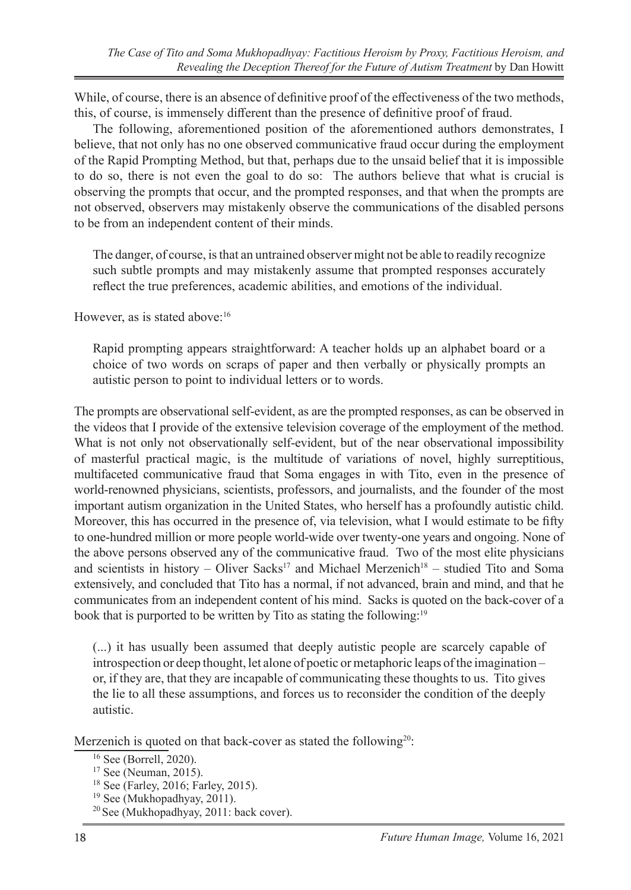While, of course, there is an absence of definitive proof of the effectiveness of the two methods, this, of course, is immensely different than the presence of definitive proof of fraud.

The following, aforementioned position of the aforementioned authors demonstrates, I believe, that not only has no one observed communicative fraud occur during the employment of the Rapid Prompting Method, but that, perhaps due to the unsaid belief that it is impossible to do so, there is not even the goal to do so: The authors believe that what is crucial is observing the prompts that occur, and the prompted responses, and that when the prompts are not observed, observers may mistakenly observe the communications of the disabled persons to be from an independent content of their minds.

> The danger, of course, is that an untrained observer might not be able to readily recognize such subtle prompts and may mistakenly assume that prompted responses accurately reflect the true preferences, academic abilities, and emotions of the individual.

However, as is stated above:[16]

> Rapid prompting appears straightforward: A teacher holds up an alphabet board or a choice of two words on scraps of paper and then verbally or physically prompts an autistic person to point to individual letters or to words.

The prompts are observational self-evident, as are the prompted responses, as can be observed in the videos that I provide of the extensive television coverage of the employment of the method. What is not only not observationally self-evident, but of the near observational impossibility of masterful practical magic, is the multitude of variations of novel, highly surreptitious, multifaceted communicative fraud that Soma engages in with Tito, even in the presence of world-renowned physicians, scientists, professors, and journalists, and the founder of the most important autism organization in the United States, who herself has a profoundly autistic child. Moreover, this has occurred in the presence of, via television, what I would estimate to be fifty to one-hundred million or more people world-wide over twenty-one years and ongoing. None of the above persons observed any of the communicative fraud. Two of the most elite physicians and scientists in history – Oliver Sacks[17] and Michael Merzenich[18] – studied Tito and Soma extensively, and concluded that Tito has a normal, if not advanced, brain and mind, and that he communicates from an independent content of his mind. Sacks is quoted on the back-cover of a book that is purported to be written by Tito as stating the following:[19]

> (...) it has usually been assumed that deeply autistic people are scarcely capable of introspection or deep thought, let alone of poetic or metaphoric leaps of the imagination – or, if they are, that they are incapable of communicating these thoughts to us. Tito gives the lie to all these assumptions, and forces us to reconsider the condition of the deeply autistic.

Merzenich is quoted on that back-cover as stated the following[20]:

[16] See (Borrell, 2020).

[17] See (Neuman, 2015).

[18] See (Farley, 2016; Farley, 2015).

[19] See (Mukhopadhyay, 2011).

[20] See (Mukhopadhyay, 2011: back cover).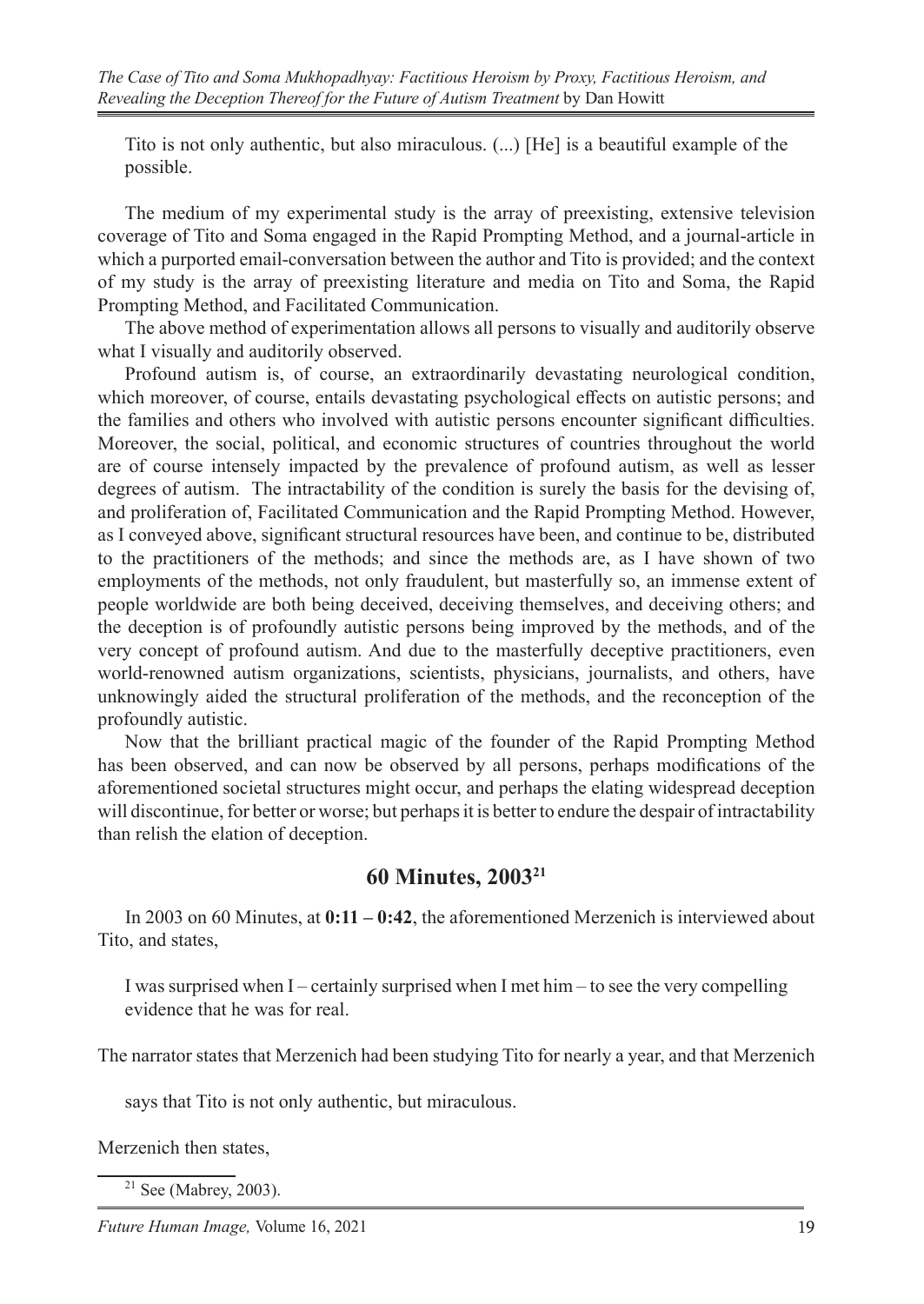> Tito is not only authentic, but also miraculous. (...) [He] is a beautiful example of the possible.

The medium of my experimental study is the array of preexisting, extensive television coverage of Tito and Soma engaged in the Rapid Prompting Method, and a journal-article in which a purported email-conversation between the author and Tito is provided; and the context of my study is the array of preexisting literature and media on Tito and Soma, the Rapid Prompting Method, and Facilitated Communication.

The above method of experimentation allows all persons to visually and auditorily observe what I visually and auditorily observed.

Profound autism is, of course, an extraordinarily devastating neurological condition, which moreover, of course, entails devastating psychological effects on autistic persons; and the families and others who involved with autistic persons encounter significant difficulties. Moreover, the social, political, and economic structures of countries throughout the world are of course intensely impacted by the prevalence of profound autism, as well as lesser degrees of autism. The intractability of the condition is surely the basis for the devising of, and proliferation of, Facilitated Communication and the Rapid Prompting Method. However, as I conveyed above, significant structural resources have been, and continue to be, distributed to the practitioners of the methods; and since the methods are, as I have shown of two employments of the methods, not only fraudulent, but masterfully so, an immense extent of people worldwide are both being deceived, deceiving themselves, and deceiving others; and the deception is of profoundly autistic persons being improved by the methods, and of the very concept of profound autism. And due to the masterfully deceptive practitioners, even world-renowned autism organizations, scientists, physicians, journalists, and others, have unknowingly aided the structural proliferation of the methods, and the reconception of the profoundly autistic.

Now that the brilliant practical magic of the founder of the Rapid Prompting Method has been observed, and can now be observed by all persons, perhaps modifications of the aforementioned societal structures might occur, and perhaps the elating widespread deception will discontinue, for better or worse; but perhaps it is better to endure the despair of intractability than relish the elation of deception.

## 60 Minutes, 2003[21]

In 2003 on 60 Minutes, at **0:11 – 0:42**, the aforementioned Merzenich is interviewed about Tito, and states,

> I was surprised when I – certainly surprised when I met him – to see the very compelling evidence that he was for real.

The narrator states that Merzenich had been studying Tito for nearly a year, and that Merzenich

> says that Tito is not only authentic, but miraculous.

Merzenich then states,

[21] See (Mabrey, 2003).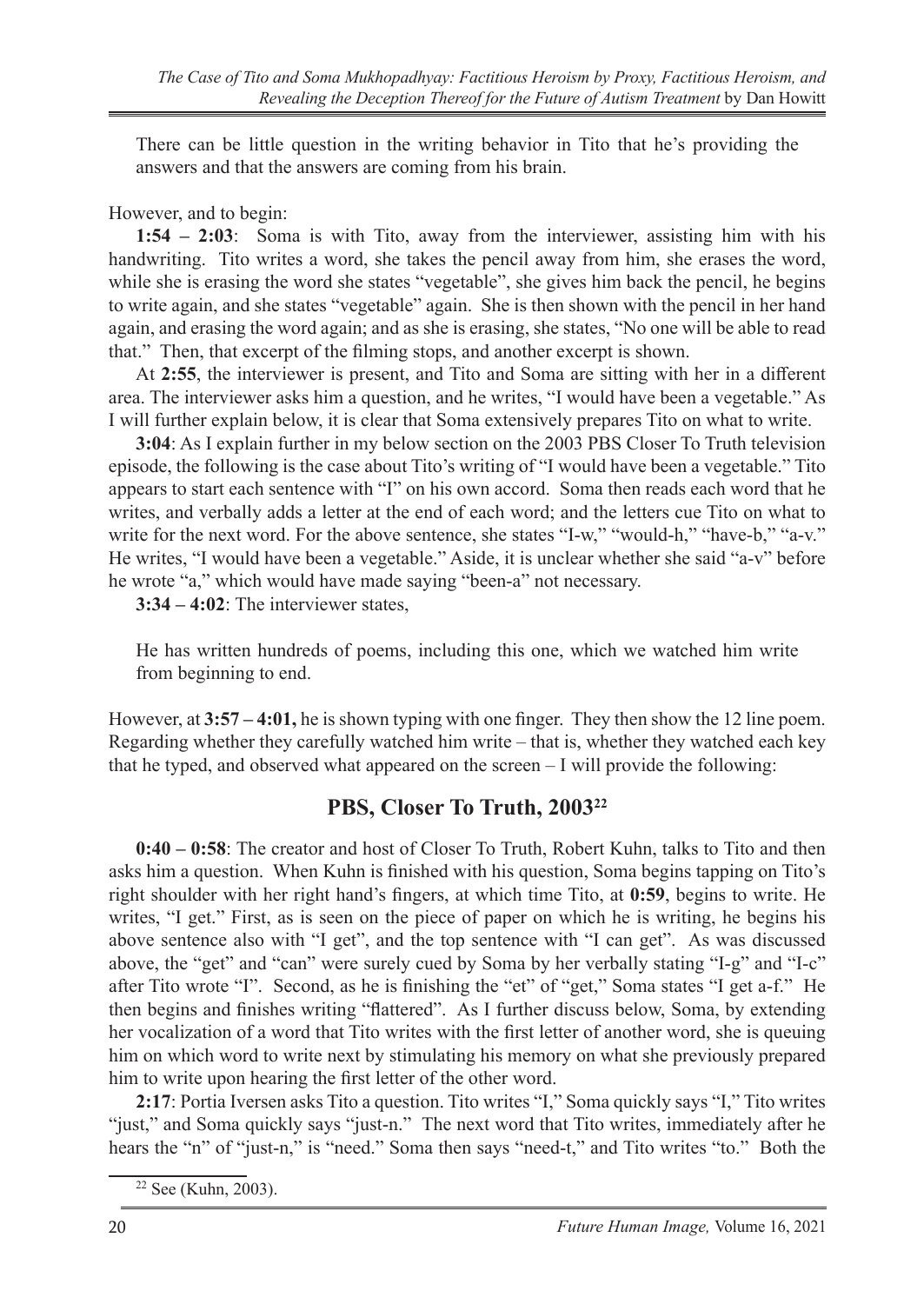There can be little question in the writing behavior in Tito that he's providing the answers and that the answers are coming from his brain.

However, and to begin:

**1:54 – 2:03**: Soma is with Tito, away from the interviewer, assisting him with his handwriting. Tito writes a word, she takes the pencil away from him, she erases the word, while she is erasing the word she states "vegetable", she gives him back the pencil, he begins to write again, and she states "vegetable" again. She is then shown with the pencil in her hand again, and erasing the word again; and as she is erasing, she states, "No one will be able to read that." Then, that excerpt of the filming stops, and another excerpt is shown.

At **2:55**, the interviewer is present, and Tito and Soma are sitting with her in a different area. The interviewer asks him a question, and he writes, "I would have been a vegetable." As I will further explain below, it is clear that Soma extensively prepares Tito on what to write.

**3:04**: As I explain further in my below section on the 2003 PBS Closer To Truth television episode, the following is the case about Tito's writing of "I would have been a vegetable." Tito appears to start each sentence with "I" on his own accord. Soma then reads each word that he writes, and verbally adds a letter at the end of each word; and the letters cue Tito on what to write for the next word. For the above sentence, she states "I-w," "would-h," "have-b," "a-v." He writes, "I would have been a vegetable." Aside, it is unclear whether she said "a-v" before he wrote "a," which would have made saying "been-a" not necessary.

**3:34 – 4:02**: The interviewer states,

> He has written hundreds of poems, including this one, which we watched him write from beginning to end.

However, at **3:57 – 4:01,** he is shown typing with one finger. They then show the 12 line poem. Regarding whether they carefully watched him write – that is, whether they watched each key that he typed, and observed what appeared on the screen – I will provide the following:

## PBS, Closer To Truth, 2003[22]

**0:40 – 0:58**: The creator and host of Closer To Truth, Robert Kuhn, talks to Tito and then asks him a question. When Kuhn is finished with his question, Soma begins tapping on Tito's right shoulder with her right hand's fingers, at which time Tito, at **0:59**, begins to write. He writes, "I get." First, as is seen on the piece of paper on which he is writing, he begins his above sentence also with "I get", and the top sentence with "I can get". As was discussed above, the "get" and "can" were surely cued by Soma by her verbally stating "I-g" and "I-c" after Tito wrote "I". Second, as he is finishing the "et" of "get," Soma states "I get a-f." He then begins and finishes writing "flattered". As I further discuss below, Soma, by extending her vocalization of a word that Tito writes with the first letter of another word, she is queuing him on which word to write next by stimulating his memory on what she previously prepared him to write upon hearing the first letter of the other word.

**2:17**: Portia Iversen asks Tito a question. Tito writes "I," Soma quickly says "I," Tito writes "just," and Soma quickly says "just-n." The next word that Tito writes, immediately after he hears the "n" of "just-n," is "need." Soma then says "need-t," and Tito writes "to." Both the

[22] See (Kuhn, 2003).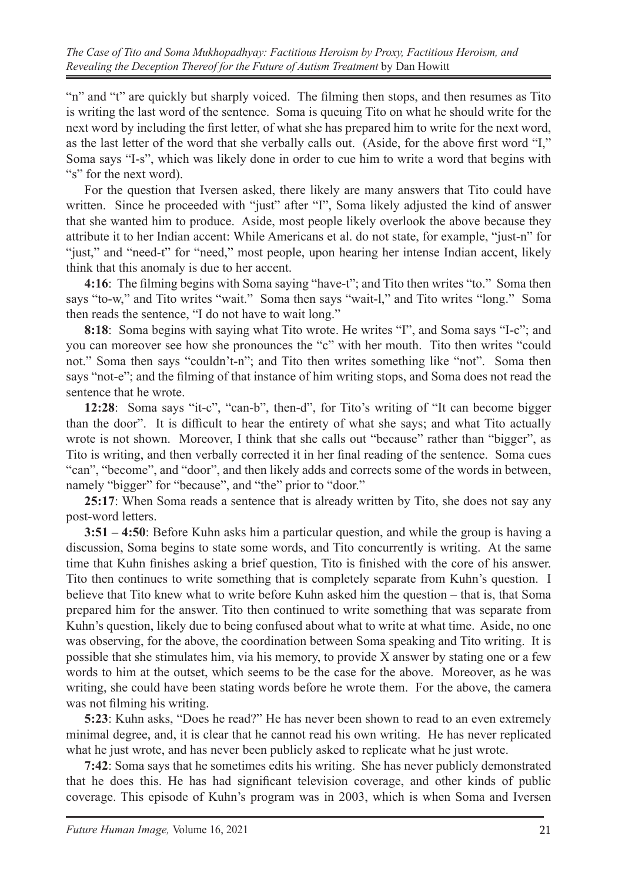"n" and "t" are quickly but sharply voiced. The filming then stops, and then resumes as Tito is writing the last word of the sentence. Soma is queuing Tito on what he should write for the next word by including the first letter, of what she has prepared him to write for the next word, as the last letter of the word that she verbally calls out. (Aside, for the above first word "I," Soma says "I-s", which was likely done in order to cue him to write a word that begins with "s" for the next word).

For the question that Iversen asked, there likely are many answers that Tito could have written. Since he proceeded with "just" after "I", Soma likely adjusted the kind of answer that she wanted him to produce. Aside, most people likely overlook the above because they attribute it to her Indian accent: While Americans et al. do not state, for example, "just-n" for "just," and "need-t" for "need," most people, upon hearing her intense Indian accent, likely think that this anomaly is due to her accent.

**4:16**: The filming begins with Soma saying "have-t"; and Tito then writes "to." Soma then says "to-w," and Tito writes "wait." Soma then says "wait-l," and Tito writes "long." Soma then reads the sentence, "I do not have to wait long."

**8:18**: Soma begins with saying what Tito wrote. He writes "I", and Soma says "I-c"; and you can moreover see how she pronounces the "c" with her mouth. Tito then writes "could not." Soma then says "couldn't-n"; and Tito then writes something like "not". Soma then says "not-e"; and the filming of that instance of him writing stops, and Soma does not read the sentence that he wrote.

**12:28**: Soma says "it-c", "can-b", then-d", for Tito's writing of "It can become bigger than the door". It is difficult to hear the entirety of what she says; and what Tito actually wrote is not shown. Moreover, I think that she calls out "because" rather than "bigger", as Tito is writing, and then verbally corrected it in her final reading of the sentence. Soma cues "can", "become", and "door", and then likely adds and corrects some of the words in between, namely "bigger" for "because", and "the" prior to "door."

**25:17**: When Soma reads a sentence that is already written by Tito, she does not say any post-word letters.

**3:51 – 4:50**: Before Kuhn asks him a particular question, and while the group is having a discussion, Soma begins to state some words, and Tito concurrently is writing. At the same time that Kuhn finishes asking a brief question, Tito is finished with the core of his answer. Tito then continues to write something that is completely separate from Kuhn's question. I believe that Tito knew what to write before Kuhn asked him the question – that is, that Soma prepared him for the answer. Tito then continued to write something that was separate from Kuhn's question, likely due to being confused about what to write at what time. Aside, no one was observing, for the above, the coordination between Soma speaking and Tito writing. It is possible that she stimulates him, via his memory, to provide X answer by stating one or a few words to him at the outset, which seems to be the case for the above. Moreover, as he was writing, she could have been stating words before he wrote them. For the above, the camera was not filming his writing.

**5:23**: Kuhn asks, "Does he read?" He has never been shown to read to an even extremely minimal degree, and, it is clear that he cannot read his own writing. He has never replicated what he just wrote, and has never been publicly asked to replicate what he just wrote.

**7:42**: Soma says that he sometimes edits his writing. She has never publicly demonstrated that he does this. He has had significant television coverage, and other kinds of public coverage. This episode of Kuhn's program was in 2003, which is when Soma and Iversen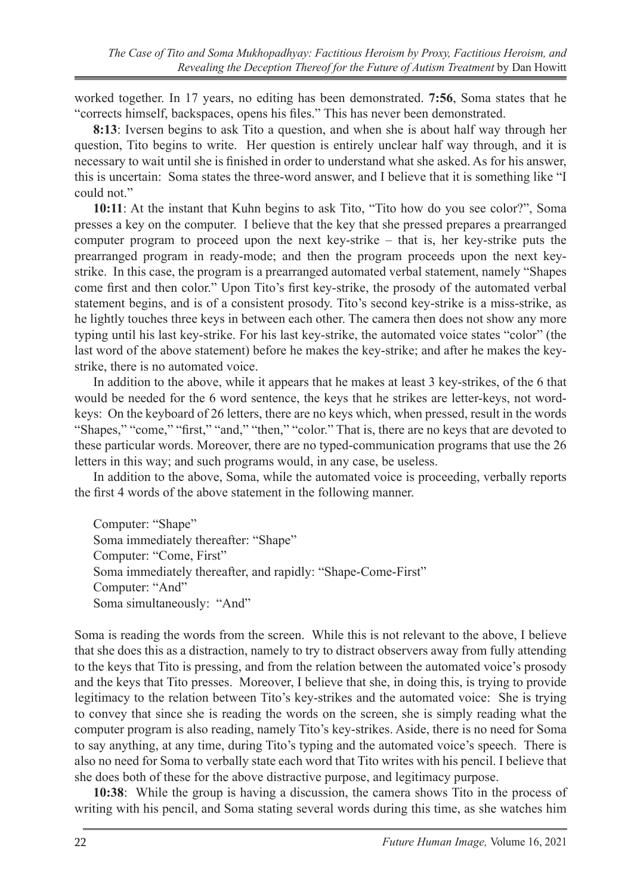worked together. In 17 years, no editing has been demonstrated. **7:56**, Soma states that he "corrects himself, backspaces, opens his files." This has never been demonstrated.

**8:13**: Iversen begins to ask Tito a question, and when she is about half way through her question, Tito begins to write. Her question is entirely unclear half way through, and it is necessary to wait until she is finished in order to understand what she asked. As for his answer, this is uncertain: Soma states the three-word answer, and I believe that it is something like "I could not."

**10:11**: At the instant that Kuhn begins to ask Tito, "Tito how do you see color?", Soma presses a key on the computer. I believe that the key that she pressed prepares a prearranged computer program to proceed upon the next key-strike – that is, her key-strike puts the prearranged program in ready-mode; and then the program proceeds upon the next key-strike. In this case, the program is a prearranged automated verbal statement, namely "Shapes come first and then color." Upon Tito's first key-strike, the prosody of the automated verbal statement begins, and is of a consistent prosody. Tito's second key-strike is a miss-strike, as he lightly touches three keys in between each other. The camera then does not show any more typing until his last key-strike. For his last key-strike, the automated voice states "color" (the last word of the above statement) before he makes the key-strike; and after he makes the key-strike, there is no automated voice.

In addition to the above, while it appears that he makes at least 3 key-strikes, of the 6 that would be needed for the 6 word sentence, the keys that he strikes are letter-keys, not word-keys: On the keyboard of 26 letters, there are no keys which, when pressed, result in the words "Shapes," "come," "first," "and," "then," "color." That is, there are no keys that are devoted to these particular words. Moreover, there are no typed-communication programs that use the 26 letters in this way; and such programs would, in any case, be useless.

In addition to the above, Soma, while the automated voice is proceeding, verbally reports the first 4 words of the above statement in the following manner.

Computer: "Shape"
Soma immediately thereafter: "Shape"
Computer: "Come, First"
Soma immediately thereafter, and rapidly: "Shape-Come-First"
Computer: "And"
Soma simultaneously: "And"

Soma is reading the words from the screen. While this is not relevant to the above, I believe that she does this as a distraction, namely to try to distract observers away from fully attending to the keys that Tito is pressing, and from the relation between the automated voice's prosody and the keys that Tito presses. Moreover, I believe that she, in doing this, is trying to provide legitimacy to the relation between Tito's key-strikes and the automated voice: She is trying to convey that since she is reading the words on the screen, she is simply reading what the computer program is also reading, namely Tito's key-strikes. Aside, there is no need for Soma to say anything, at any time, during Tito's typing and the automated voice's speech. There is also no need for Soma to verbally state each word that Tito writes with his pencil. I believe that she does both of these for the above distractive purpose, and legitimacy purpose.

**10:38**: While the group is having a discussion, the camera shows Tito in the process of writing with his pencil, and Soma stating several words during this time, as she watches him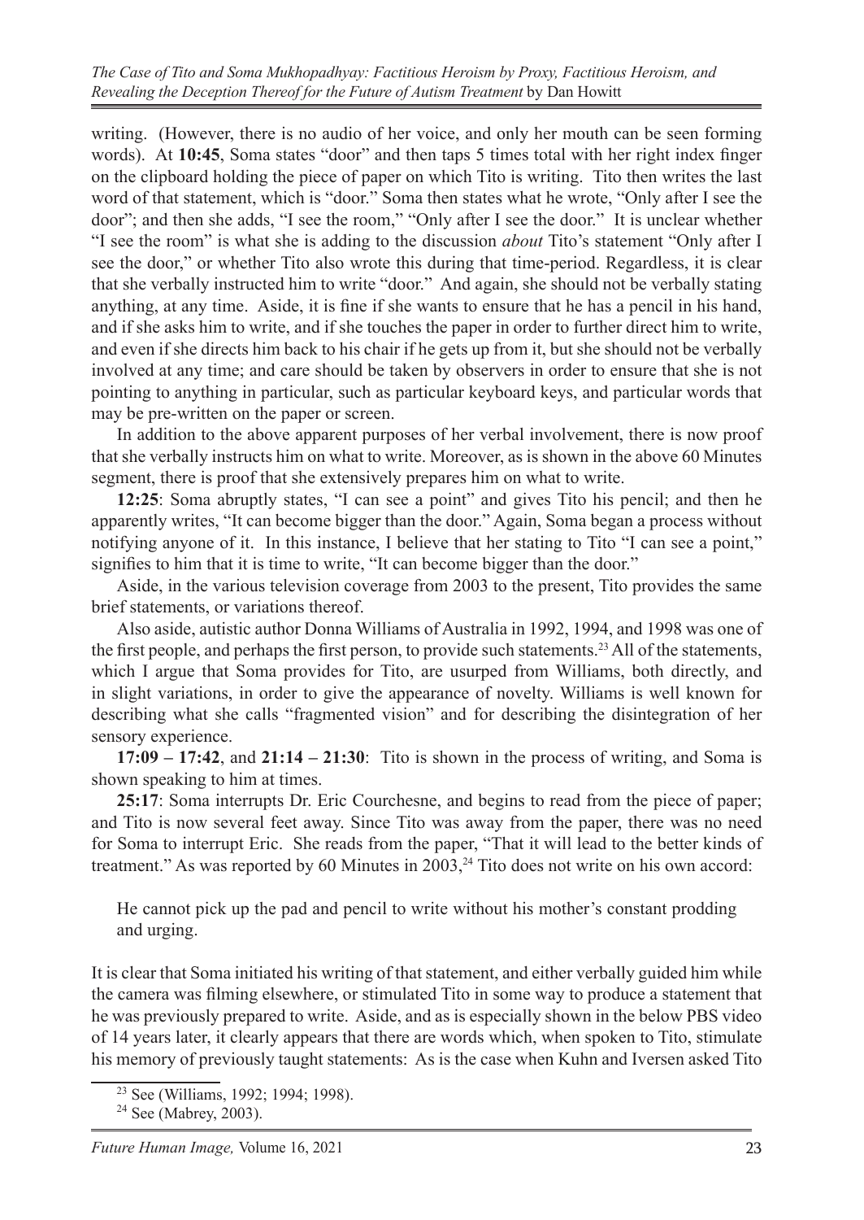writing. (However, there is no audio of her voice, and only her mouth can be seen forming words). At **10:45**, Soma states "door" and then taps 5 times total with her right index finger on the clipboard holding the piece of paper on which Tito is writing. Tito then writes the last word of that statement, which is "door." Soma then states what he wrote, "Only after I see the door"; and then she adds, "I see the room," "Only after I see the door." It is unclear whether "I see the room" is what she is adding to the discussion *about* Tito's statement "Only after I see the door," or whether Tito also wrote this during that time-period. Regardless, it is clear that she verbally instructed him to write "door." And again, she should not be verbally stating anything, at any time. Aside, it is fine if she wants to ensure that he has a pencil in his hand, and if she asks him to write, and if she touches the paper in order to further direct him to write, and even if she directs him back to his chair if he gets up from it, but she should not be verbally involved at any time; and care should be taken by observers in order to ensure that she is not pointing to anything in particular, such as particular keyboard keys, and particular words that may be pre-written on the paper or screen.

In addition to the above apparent purposes of her verbal involvement, there is now proof that she verbally instructs him on what to write. Moreover, as is shown in the above 60 Minutes segment, there is proof that she extensively prepares him on what to write.

**12:25**: Soma abruptly states, "I can see a point" and gives Tito his pencil; and then he apparently writes, "It can become bigger than the door." Again, Soma began a process without notifying anyone of it. In this instance, I believe that her stating to Tito "I can see a point," signifies to him that it is time to write, "It can become bigger than the door."

Aside, in the various television coverage from 2003 to the present, Tito provides the same brief statements, or variations thereof.

Also aside, autistic author Donna Williams of Australia in 1992, 1994, and 1998 was one of the first people, and perhaps the first person, to provide such statements.[23] All of the statements, which I argue that Soma provides for Tito, are usurped from Williams, both directly, and in slight variations, in order to give the appearance of novelty. Williams is well known for describing what she calls "fragmented vision" and for describing the disintegration of her sensory experience.

**17:09 – 17:42**, and **21:14 – 21:30**: Tito is shown in the process of writing, and Soma is shown speaking to him at times.

**25:17**: Soma interrupts Dr. Eric Courchesne, and begins to read from the piece of paper; and Tito is now several feet away. Since Tito was away from the paper, there was no need for Soma to interrupt Eric. She reads from the paper, "That it will lead to the better kinds of treatment." As was reported by 60 Minutes in 2003,[24] Tito does not write on his own accord:

> He cannot pick up the pad and pencil to write without his mother's constant prodding and urging.

It is clear that Soma initiated his writing of that statement, and either verbally guided him while the camera was filming elsewhere, or stimulated Tito in some way to produce a statement that he was previously prepared to write. Aside, and as is especially shown in the below PBS video of 14 years later, it clearly appears that there are words which, when spoken to Tito, stimulate his memory of previously taught statements: As is the case when Kuhn and Iversen asked Tito

[23] See (Williams, 1992; 1994; 1998).

[24] See (Mabrey, 2003).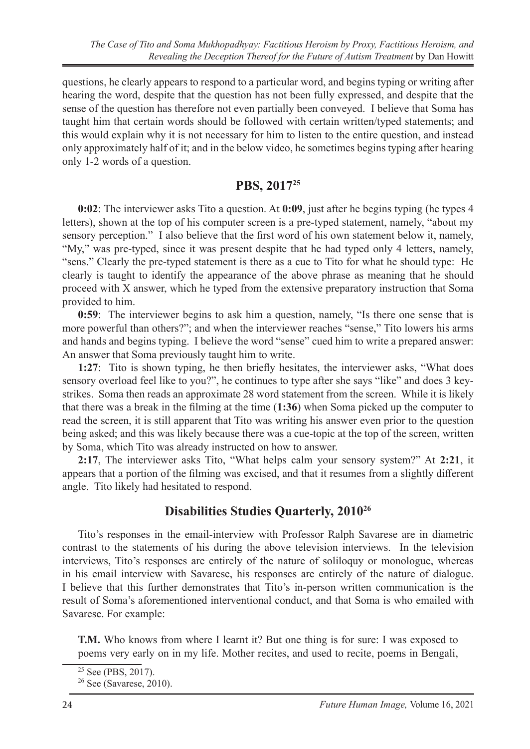questions, he clearly appears to respond to a particular word, and begins typing or writing after hearing the word, despite that the question has not been fully expressed, and despite that the sense of the question has therefore not even partially been conveyed. I believe that Soma has taught him that certain words should be followed with certain written/typed statements; and this would explain why it is not necessary for him to listen to the entire question, and instead only approximately half of it; and in the below video, he sometimes begins typing after hearing only 1-2 words of a question.

## PBS, 2017[25]

**0:02**: The interviewer asks Tito a question. At **0:09**, just after he begins typing (he types 4 letters), shown at the top of his computer screen is a pre-typed statement, namely, "about my sensory perception." I also believe that the first word of his own statement below it, namely, "My," was pre-typed, since it was present despite that he had typed only 4 letters, namely, "sens." Clearly the pre-typed statement is there as a cue to Tito for what he should type: He clearly is taught to identify the appearance of the above phrase as meaning that he should proceed with X answer, which he typed from the extensive preparatory instruction that Soma provided to him.

**0:59**: The interviewer begins to ask him a question, namely, "Is there one sense that is more powerful than others?"; and when the interviewer reaches "sense," Tito lowers his arms and hands and begins typing. I believe the word "sense" cued him to write a prepared answer: An answer that Soma previously taught him to write.

**1:27**: Tito is shown typing, he then briefly hesitates, the interviewer asks, "What does sensory overload feel like to you?", he continues to type after she says "like" and does 3 key-strikes. Soma then reads an approximate 28 word statement from the screen. While it is likely that there was a break in the filming at the time (**1:36**) when Soma picked up the computer to read the screen, it is still apparent that Tito was writing his answer even prior to the question being asked; and this was likely because there was a cue-topic at the top of the screen, written by Soma, which Tito was already instructed on how to answer.

**2:17**, The interviewer asks Tito, "What helps calm your sensory system?" At **2:21**, it appears that a portion of the filming was excised, and that it resumes from a slightly different angle. Tito likely had hesitated to respond.

## Disabilities Studies Quarterly, 2010[26]

Tito's responses in the email-interview with Professor Ralph Savarese are in diametric contrast to the statements of his during the above television interviews. In the television interviews, Tito's responses are entirely of the nature of soliloquy or monologue, whereas in his email interview with Savarese, his responses are entirely of the nature of dialogue. I believe that this further demonstrates that Tito's in-person written communication is the result of Soma's aforementioned interventional conduct, and that Soma is who emailed with Savarese. For example:

> **T.M.** Who knows from where I learnt it? But one thing is for sure: I was exposed to poems very early on in my life. Mother recites, and used to recite, poems in Bengali,

[25] See (PBS, 2017).

[26] See (Savarese, 2010).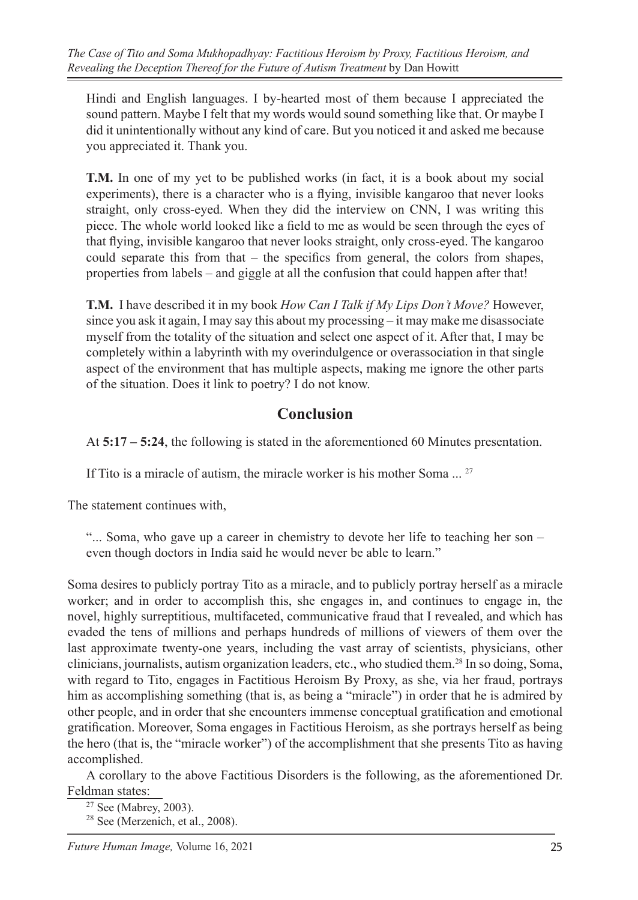Hindi and English languages. I by-hearted most of them because I appreciated the sound pattern. Maybe I felt that my words would sound something like that. Or maybe I did it unintentionally without any kind of care. But you noticed it and asked me because you appreciated it. Thank you.

**T.M.** In one of my yet to be published works (in fact, it is a book about my social experiments), there is a character who is a flying, invisible kangaroo that never looks straight, only cross-eyed. When they did the interview on CNN, I was writing this piece. The whole world looked like a field to me as would be seen through the eyes of that flying, invisible kangaroo that never looks straight, only cross-eyed. The kangaroo could separate this from that – the specifics from general, the colors from shapes, properties from labels – and giggle at all the confusion that could happen after that!

**T.M.** I have described it in my book *How Can I Talk if My Lips Don't Move?* However, since you ask it again, I may say this about my processing – it may make me disassociate myself from the totality of the situation and select one aspect of it. After that, I may be completely within a labyrinth with my overindulgence or overassociation in that single aspect of the environment that has multiple aspects, making me ignore the other parts of the situation. Does it link to poetry? I do not know.

## Conclusion

At **5:17 – 5:24**, the following is stated in the aforementioned 60 Minutes presentation.

If Tito is a miracle of autism, the miracle worker is his mother Soma ... [27]

The statement continues with,

"... Soma, who gave up a career in chemistry to devote her life to teaching her son – even though doctors in India said he would never be able to learn."

Soma desires to publicly portray Tito as a miracle, and to publicly portray herself as a miracle worker; and in order to accomplish this, she engages in, and continues to engage in, the novel, highly surreptitious, multifaceted, communicative fraud that I revealed, and which has evaded the tens of millions and perhaps hundreds of millions of viewers of them over the last approximate twenty-one years, including the vast array of scientists, physicians, other clinicians, journalists, autism organization leaders, etc., who studied them.[28] In so doing, Soma, with regard to Tito, engages in Factitious Heroism By Proxy, as she, via her fraud, portrays him as accomplishing something (that is, as being a "miracle") in order that he is admired by other people, and in order that she encounters immense conceptual gratification and emotional gratification. Moreover, Soma engages in Factitious Heroism, as she portrays herself as being the hero (that is, the "miracle worker") of the accomplishment that she presents Tito as having accomplished.

A corollary to the above Factitious Disorders is the following, as the aforementioned Dr. Feldman states:

[27] See (Mabrey, 2003).

[28] See (Merzenich, et al., 2008).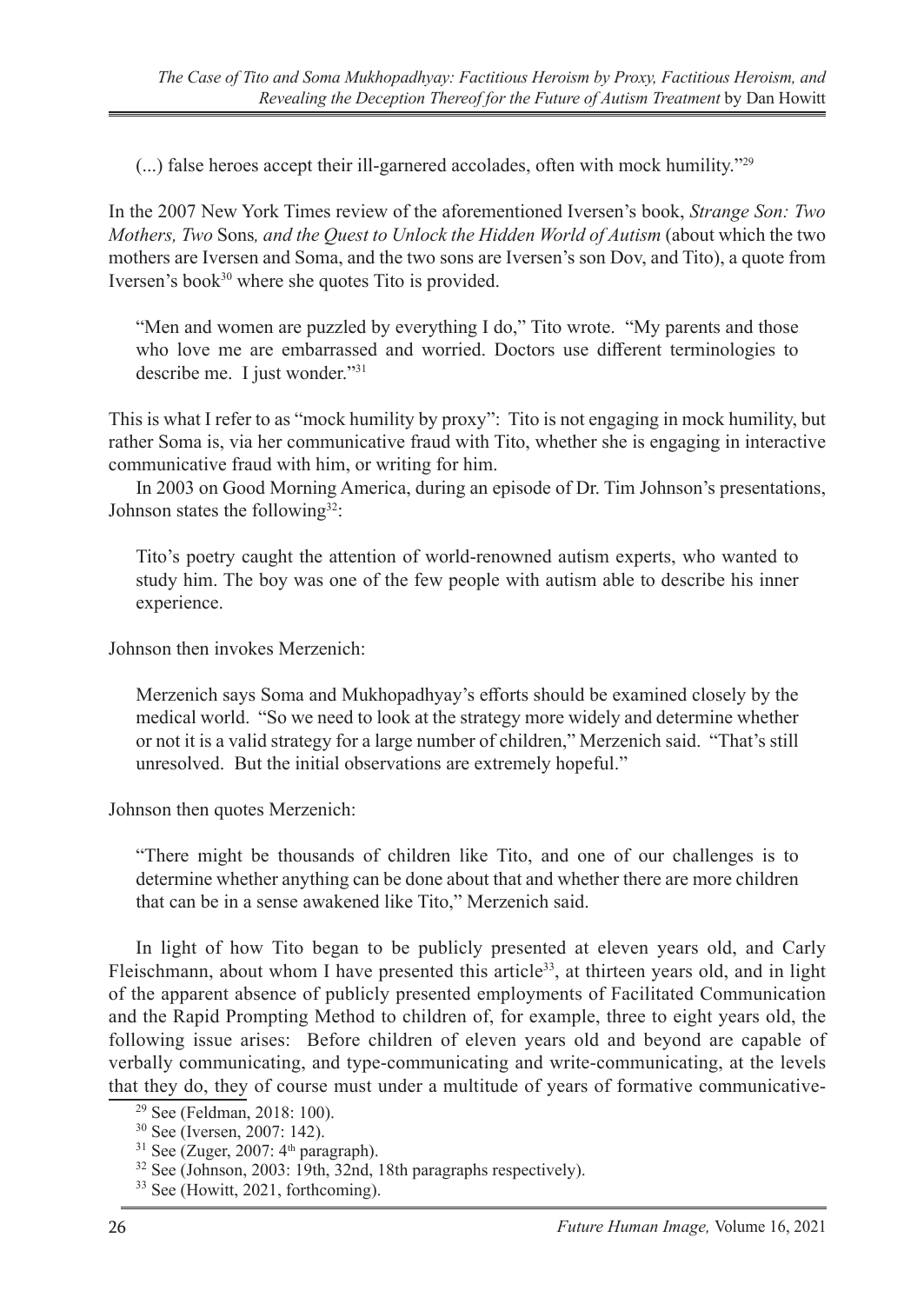(...) false heroes accept their ill-garnered accolades, often with mock humility."[29]

In the 2007 New York Times review of the aforementioned Iversen's book, *Strange Son: Two Mothers, Two* Sons*, and the Quest to Unlock the Hidden World of Autism* (about which the two mothers are Iversen and Soma, and the two sons are Iversen's son Dov, and Tito), a quote from Iversen's book[30] where she quotes Tito is provided.

> "Men and women are puzzled by everything I do," Tito wrote. "My parents and those who love me are embarrassed and worried. Doctors use different terminologies to describe me. I just wonder."[31]

This is what I refer to as "mock humility by proxy": Tito is not engaging in mock humility, but rather Soma is, via her communicative fraud with Tito, whether she is engaging in interactive communicative fraud with him, or writing for him.

In 2003 on Good Morning America, during an episode of Dr. Tim Johnson's presentations, Johnson states the following[32]:

> Tito's poetry caught the attention of world-renowned autism experts, who wanted to study him. The boy was one of the few people with autism able to describe his inner experience.

Johnson then invokes Merzenich:

> Merzenich says Soma and Mukhopadhyay's efforts should be examined closely by the medical world. "So we need to look at the strategy more widely and determine whether or not it is a valid strategy for a large number of children," Merzenich said. "That's still unresolved. But the initial observations are extremely hopeful."

Johnson then quotes Merzenich:

> "There might be thousands of children like Tito, and one of our challenges is to determine whether anything can be done about that and whether there are more children that can be in a sense awakened like Tito," Merzenich said.

In light of how Tito began to be publicly presented at eleven years old, and Carly Fleischmann, about whom I have presented this article[33], at thirteen years old, and in light of the apparent absence of publicly presented employments of Facilitated Communication and the Rapid Prompting Method to children of, for example, three to eight years old, the following issue arises: Before children of eleven years old and beyond are capable of verbally communicating, and type-communicating and write-communicating, at the levels that they do, they of course must under a multitude of years of formative communicative-

---

[29] See (Feldman, 2018: 100).

[30] See (Iversen, 2007: 142).

[31] See (Zuger, 2007: 4th paragraph).

[32] See (Johnson, 2003: 19th, 32nd, 18th paragraphs respectively).

[33] See (Howitt, 2021, forthcoming).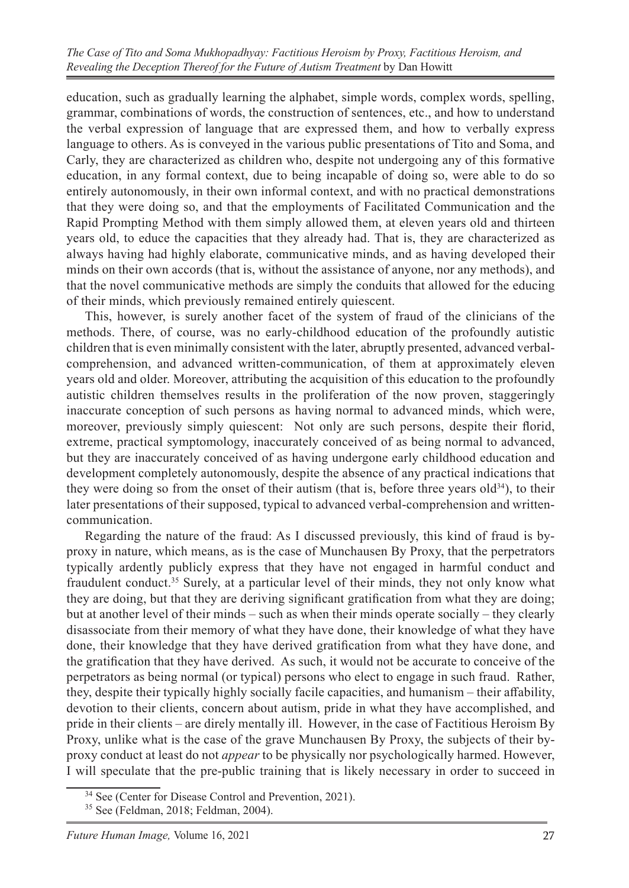education, such as gradually learning the alphabet, simple words, complex words, spelling, grammar, combinations of words, the construction of sentences, etc., and how to understand the verbal expression of language that are expressed them, and how to verbally express language to others. As is conveyed in the various public presentations of Tito and Soma, and Carly, they are characterized as children who, despite not undergoing any of this formative education, in any formal context, due to being incapable of doing so, were able to do so entirely autonomously, in their own informal context, and with no practical demonstrations that they were doing so, and that the employments of Facilitated Communication and the Rapid Prompting Method with them simply allowed them, at eleven years old and thirteen years old, to educe the capacities that they already had. That is, they are characterized as always having had highly elaborate, communicative minds, and as having developed their minds on their own accords (that is, without the assistance of anyone, nor any methods), and that the novel communicative methods are simply the conduits that allowed for the educing of their minds, which previously remained entirely quiescent.

This, however, is surely another facet of the system of fraud of the clinicians of the methods. There, of course, was no early-childhood education of the profoundly autistic children that is even minimally consistent with the later, abruptly presented, advanced verbal-comprehension, and advanced written-communication, of them at approximately eleven years old and older. Moreover, attributing the acquisition of this education to the profoundly autistic children themselves results in the proliferation of the now proven, staggeringly inaccurate conception of such persons as having normal to advanced minds, which were, moreover, previously simply quiescent: Not only are such persons, despite their florid, extreme, practical symptomology, inaccurately conceived of as being normal to advanced, but they are inaccurately conceived of as having undergone early childhood education and development completely autonomously, despite the absence of any practical indications that they were doing so from the onset of their autism (that is, before three years old[34]), to their later presentations of their supposed, typical to advanced verbal-comprehension and written-communication.

Regarding the nature of the fraud: As I discussed previously, this kind of fraud is by-proxy in nature, which means, as is the case of Munchausen By Proxy, that the perpetrators typically ardently publicly express that they have not engaged in harmful conduct and fraudulent conduct.[35] Surely, at a particular level of their minds, they not only know what they are doing, but that they are deriving significant gratification from what they are doing; but at another level of their minds – such as when their minds operate socially – they clearly disassociate from their memory of what they have done, their knowledge of what they have done, their knowledge that they have derived gratification from what they have done, and the gratification that they have derived. As such, it would not be accurate to conceive of the perpetrators as being normal (or typical) persons who elect to engage in such fraud. Rather, they, despite their typically highly socially facile capacities, and humanism – their affability, devotion to their clients, concern about autism, pride in what they have accomplished, and pride in their clients – are direly mentally ill. However, in the case of Factitious Heroism By Proxy, unlike what is the case of the grave Munchausen By Proxy, the subjects of their by-proxy conduct at least do not *appear* to be physically nor psychologically harmed. However, I will speculate that the pre-public training that is likely necessary in order to succeed in

[34] See (Center for Disease Control and Prevention, 2021).

[35] See (Feldman, 2018; Feldman, 2004).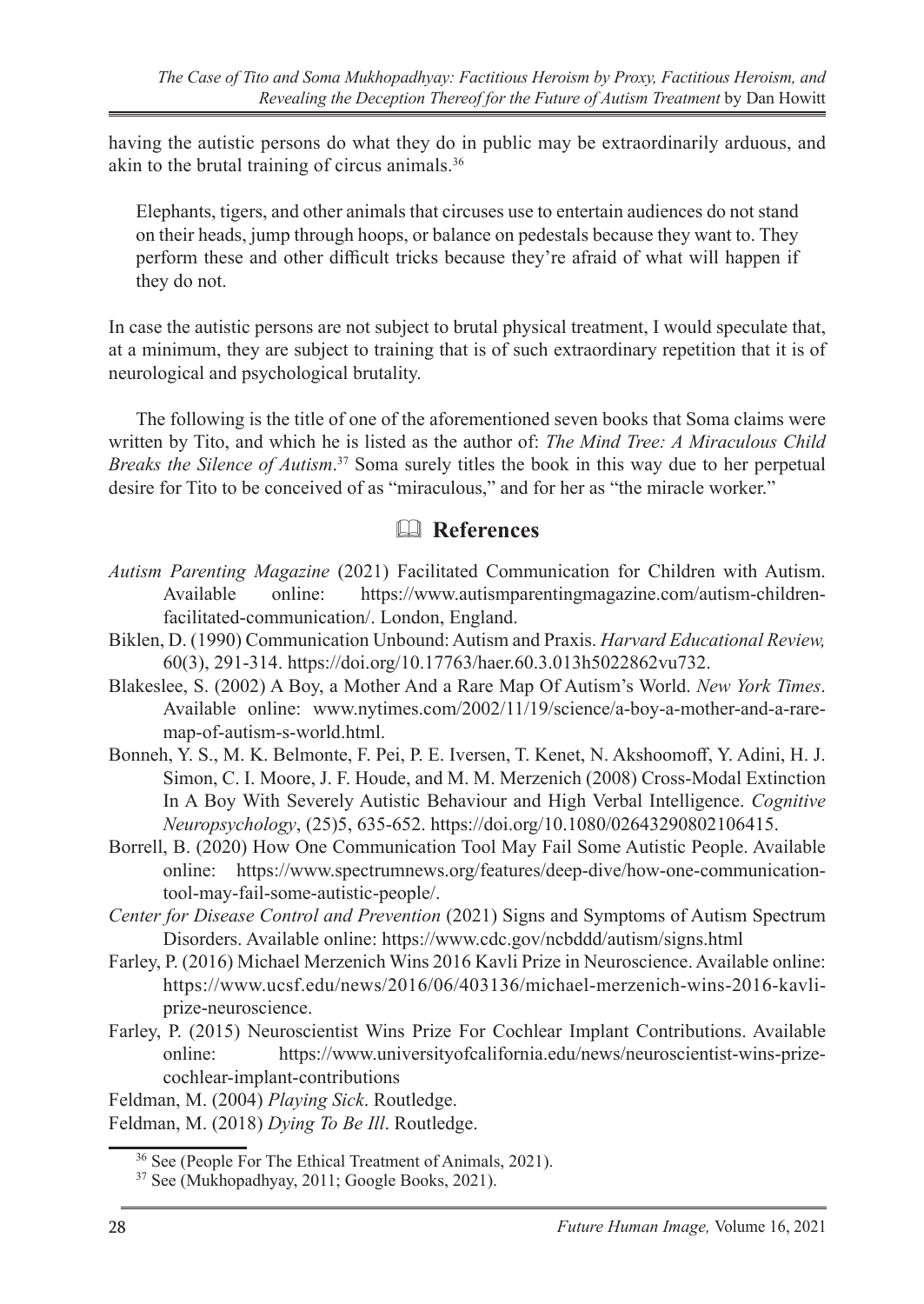having the autistic persons do what they do in public may be extraordinarily arduous, and akin to the brutal training of circus animals.[36]

> Elephants, tigers, and other animals that circuses use to entertain audiences do not stand on their heads, jump through hoops, or balance on pedestals because they want to. They perform these and other difficult tricks because they're afraid of what will happen if they do not.

In case the autistic persons are not subject to brutal physical treatment, I would speculate that, at a minimum, they are subject to training that is of such extraordinary repetition that it is of neurological and psychological brutality.

The following is the title of one of the aforementioned seven books that Soma claims were written by Tito, and which he is listed as the author of: *The Mind Tree: A Miraculous Child Breaks the Silence of Autism*.[37] Soma surely titles the book in this way due to her perpetual desire for Tito to be conceived of as "miraculous," and for her as "the miracle worker."

## References

*Autism Parenting Magazine* (2021) Facilitated Communication for Children with Autism. Available online: https://www.autismparentingmagazine.com/autism-children-facilitated-communication/. London, England.

Biklen, D. (1990) Communication Unbound: Autism and Praxis. *Harvard Educational Review,* 60(3), 291-314. https://doi.org/10.17763/haer.60.3.013h5022862vu732.

Blakeslee, S. (2002) A Boy, a Mother And a Rare Map Of Autism's World. *New York Times*. Available online: www.nytimes.com/2002/11/19/science/a-boy-a-mother-and-a-rare-map-of-autism-s-world.html.

Bonneh, Y. S., M. K. Belmonte, F. Pei, P. E. Iversen, T. Kenet, N. Akshoomoff, Y. Adini, H. J. Simon, C. I. Moore, J. F. Houde, and M. M. Merzenich (2008) Cross-Modal Extinction In A Boy With Severely Autistic Behaviour and High Verbal Intelligence. *Cognitive Neuropsychology*, (25)5, 635-652. https://doi.org/10.1080/02643290802106415.

Borrell, B. (2020) How One Communication Tool May Fail Some Autistic People. Available online: https://www.spectrumnews.org/features/deep-dive/how-one-communication-tool-may-fail-some-autistic-people/.

*Center for Disease Control and Prevention* (2021) Signs and Symptoms of Autism Spectrum Disorders. Available online: https://www.cdc.gov/ncbddd/autism/signs.html

Farley, P. (2016) Michael Merzenich Wins 2016 Kavli Prize in Neuroscience. Available online: https://www.ucsf.edu/news/2016/06/403136/michael-merzenich-wins-2016-kavli-prize-neuroscience.

Farley, P. (2015) Neuroscientist Wins Prize For Cochlear Implant Contributions. Available online: https://www.universityofcalifornia.edu/news/neuroscientist-wins-prize-cochlear-implant-contributions

Feldman, M. (2004) *Playing Sick*. Routledge.

Feldman, M. (2018) *Dying To Be Ill*. Routledge.

---

[36] See (People For The Ethical Treatment of Animals, 2021).

[37] See (Mukhopadhyay, 2011; Google Books, 2021).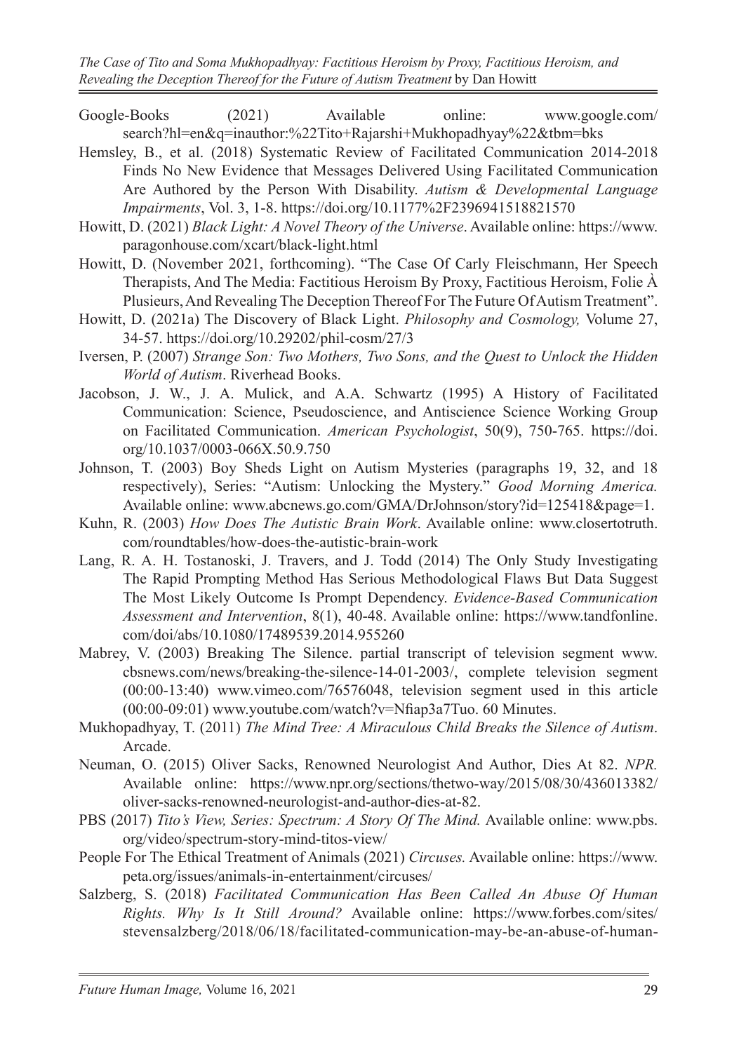Google-Books (2021) Available online: www.google.com/search?hl=en&q=inauthor:%22Tito+Rajarshi+Mukhopadhyay%22&tbm=bks

Hemsley, B., et al. (2018) Systematic Review of Facilitated Communication 2014-2018 Finds No New Evidence that Messages Delivered Using Facilitated Communication Are Authored by the Person With Disability. *Autism & Developmental Language Impairments*, Vol. 3, 1-8. https://doi.org/10.1177%2F2396941518821570

Howitt, D. (2021) *Black Light: A Novel Theory of the Universe*. Available online: https://www.paragonhouse.com/xcart/black-light.html

Howitt, D. (November 2021, forthcoming). "The Case Of Carly Fleischmann, Her Speech Therapists, And The Media: Factitious Heroism By Proxy, Factitious Heroism, Folie À Plusieurs, And Revealing The Deception Thereof For The Future Of Autism Treatment".

Howitt, D. (2021a) The Discovery of Black Light. *Philosophy and Cosmology,* Volume 27, 34-57. https://doi.org/10.29202/phil-cosm/27/3

Iversen, P. (2007) *Strange Son: Two Mothers, Two Sons, and the Quest to Unlock the Hidden World of Autism*. Riverhead Books.

Jacobson, J. W., J. A. Mulick, and A.A. Schwartz (1995) A History of Facilitated Communication: Science, Pseudoscience, and Antiscience Science Working Group on Facilitated Communication. *American Psychologist*, 50(9), 750-765. https://doi.org/10.1037/0003-066X.50.9.750

Johnson, T. (2003) Boy Sheds Light on Autism Mysteries (paragraphs 19, 32, and 18 respectively), Series: "Autism: Unlocking the Mystery." *Good Morning America.* Available online: www.abcnews.go.com/GMA/DrJohnson/story?id=125418&page=1.

Kuhn, R. (2003) *How Does The Autistic Brain Work*. Available online: www.closertotruth.com/roundtables/how-does-the-autistic-brain-work

Lang, R. A. H. Tostanoski, J. Travers, and J. Todd (2014) The Only Study Investigating The Rapid Prompting Method Has Serious Methodological Flaws But Data Suggest The Most Likely Outcome Is Prompt Dependency. *Evidence-Based Communication Assessment and Intervention*, 8(1), 40-48. Available online: https://www.tandfonline.com/doi/abs/10.1080/17489539.2014.955260

Mabrey, V. (2003) Breaking The Silence. partial transcript of television segment www.cbsnews.com/news/breaking-the-silence-14-01-2003/, complete television segment (00:00-13:40) www.vimeo.com/76576048, television segment used in this article (00:00-09:01) www.youtube.com/watch?v=Nfiap3a7Tuo. 60 Minutes.

Mukhopadhyay, T. (2011) *The Mind Tree: A Miraculous Child Breaks the Silence of Autism*. Arcade.

Neuman, O. (2015) Oliver Sacks, Renowned Neurologist And Author, Dies At 82. *NPR.* Available online: https://www.npr.org/sections/thetwo-way/2015/08/30/436013382/oliver-sacks-renowned-neurologist-and-author-dies-at-82.

PBS (2017) *Tito's View, Series: Spectrum: A Story Of The Mind.* Available online: www.pbs.org/video/spectrum-story-mind-titos-view/

People For The Ethical Treatment of Animals (2021) *Circuses.* Available online: https://www.peta.org/issues/animals-in-entertainment/circuses/

Salzberg, S. (2018) *Facilitated Communication Has Been Called An Abuse Of Human Rights. Why Is It Still Around?* Available online: https://www.forbes.com/sites/stevensalzberg/2018/06/18/facilitated-communication-may-be-an-abuse-of-human-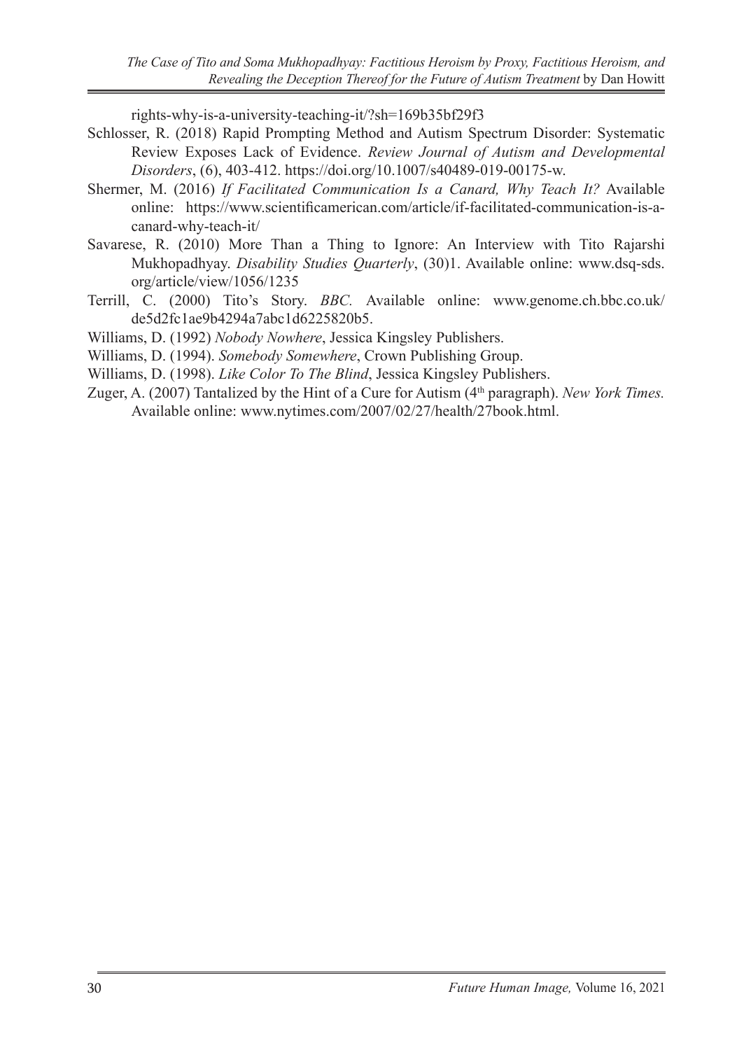rights-why-is-a-university-teaching-it/?sh=169b35bf29f3

Schlosser, R. (2018) Rapid Prompting Method and Autism Spectrum Disorder: Systematic Review Exposes Lack of Evidence. *Review Journal of Autism and Developmental Disorders*, (6), 403-412. https://doi.org/10.1007/s40489-019-00175-w.

Shermer, M. (2016) *If Facilitated Communication Is a Canard, Why Teach It?* Available online: https://www.scientificamerican.com/article/if-facilitated-communication-is-a-canard-why-teach-it/

Savarese, R. (2010) More Than a Thing to Ignore: An Interview with Tito Rajarshi Mukhopadhyay. *Disability Studies Quarterly*, (30)1. Available online: www.dsq-sds.org/article/view/1056/1235

Terrill, C. (2000) Tito's Story. *BBC.* Available online: www.genome.ch.bbc.co.uk/de5d2fc1ae9b4294a7abc1d6225820b5.

Williams, D. (1992) *Nobody Nowhere*, Jessica Kingsley Publishers.

Williams, D. (1994). *Somebody Somewhere*, Crown Publishing Group.

Williams, D. (1998). *Like Color To The Blind*, Jessica Kingsley Publishers.

Zuger, A. (2007) Tantalized by the Hint of a Cure for Autism (4th paragraph). *New York Times.* Available online: www.nytimes.com/2007/02/27/health/27book.html.